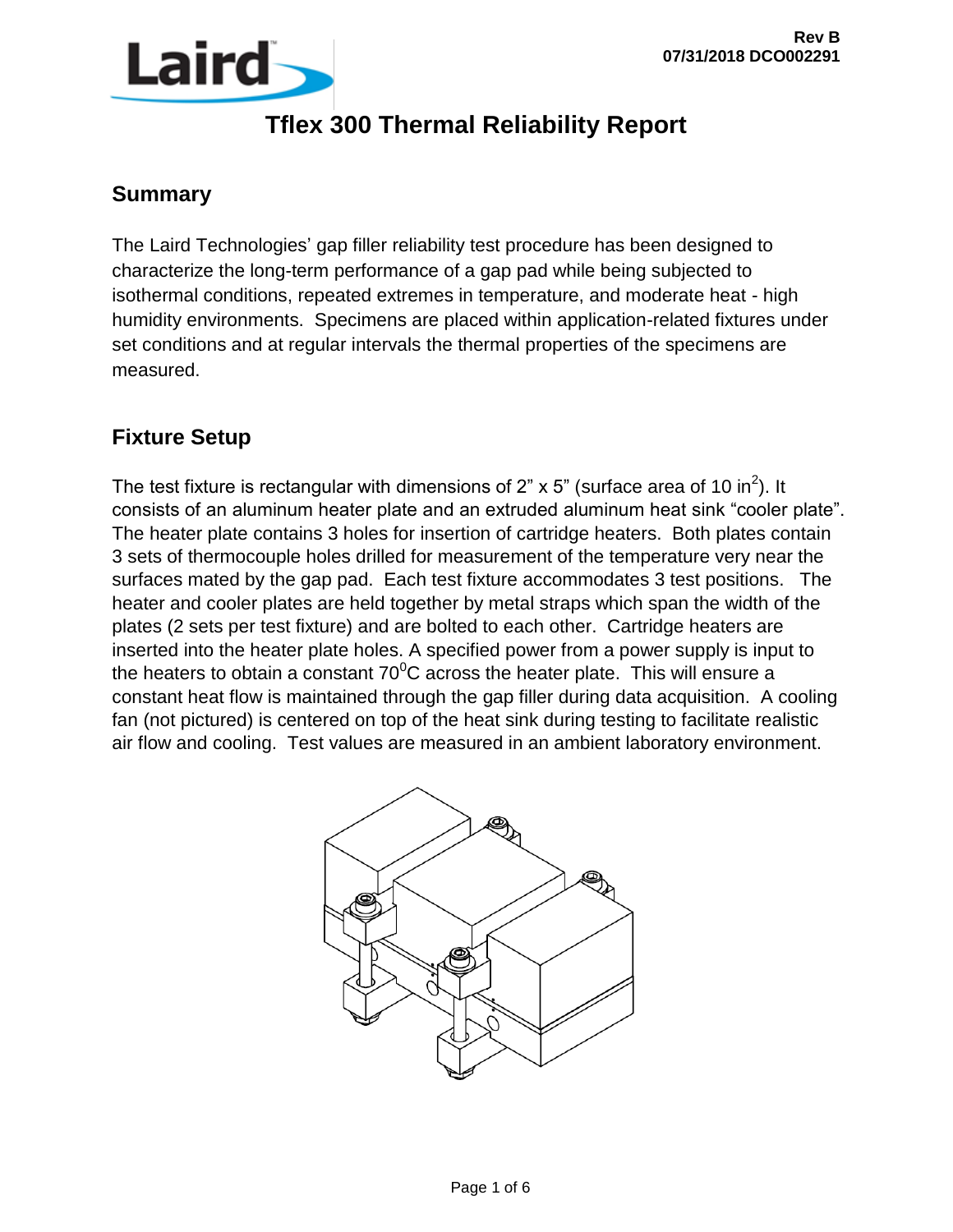Rev B
07/31/2018 DCO002291

# Tflex 300 Thermal Reliability Report

## Summary

The Laird Technologies' gap filler reliability test procedure has been designed to characterize the long-term performance of a gap pad while being subjected to isothermal conditions, repeated extremes in temperature, and moderate heat - high humidity environments. Specimens are placed within application-related fixtures under set conditions and at regular intervals the thermal properties of the specimens are measured.

## Fixture Setup

The test fixture is rectangular with dimensions of 2" x 5" (surface area of 10 $in^2$). It consists of an aluminum heater plate and an extruded aluminum heat sink "cooler plate". The heater plate contains 3 holes for insertion of cartridge heaters. Both plates contain 3 sets of thermocouple holes drilled for measurement of the temperature very near the surfaces mated by the gap pad. Each test fixture accommodates 3 test positions. The heater and cooler plates are held together by metal straps which span the width of the plates (2 sets per test fixture) and are bolted to each other. Cartridge heaters are inserted into the heater plate holes. A specified power from a power supply is input to the heaters to obtain a constant $70^0$C across the heater plate. This will ensure a constant heat flow is maintained through the gap filler during data acquisition. A cooling fan (not pictured) is centered on top of the heat sink during testing to facilitate realistic air flow and cooling. Test values are measured in an ambient laboratory environment.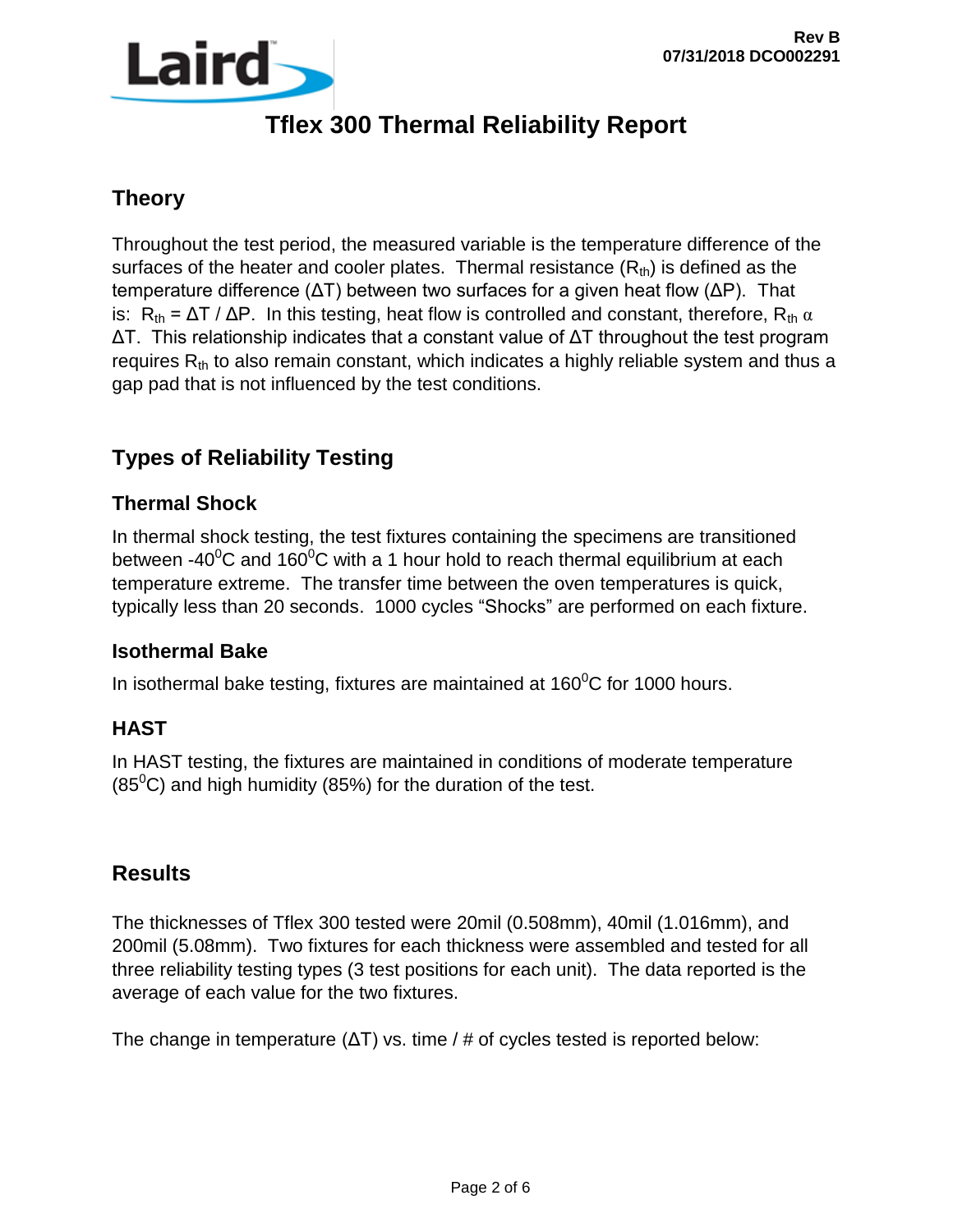# Tflex 300 Thermal Reliability Report

## Theory

Throughout the test period, the measured variable is the temperature difference of the surfaces of the heater and cooler plates. Thermal resistance ($R_{th}$) is defined as the temperature difference ($\Delta T$) between two surfaces for a given heat flow ($\Delta P$). That is: $R_{th} = \Delta T / \Delta P$. In this testing, heat flow is controlled and constant, therefore, $R_{th} \propto \Delta T$. This relationship indicates that a constant value of $\Delta T$ throughout the test program requires $R_{th}$ to also remain constant, which indicates a highly reliable system and thus a gap pad that is not influenced by the test conditions.

## Types of Reliability Testing

### Thermal Shock

In thermal shock testing, the test fixtures containing the specimens are transitioned between $-40^0$C and $160^0$C with a 1 hour hold to reach thermal equilibrium at each temperature extreme. The transfer time between the oven temperatures is quick, typically less than 20 seconds. 1000 cycles "Shocks" are performed on each fixture.

### Isothermal Bake

In isothermal bake testing, fixtures are maintained at $160^0$C for 1000 hours.

### HAST

In HAST testing, the fixtures are maintained in conditions of moderate temperature ($85^0$C) and high humidity (85%) for the duration of the test.

## Results

The thicknesses of Tflex 300 tested were 20mil (0.508mm), 40mil (1.016mm), and 200mil (5.08mm). Two fixtures for each thickness were assembled and tested for all three reliability testing types (3 test positions for each unit). The data reported is the average of each value for the two fixtures.

The change in temperature ($\Delta T$) vs. time / # of cycles tested is reported below: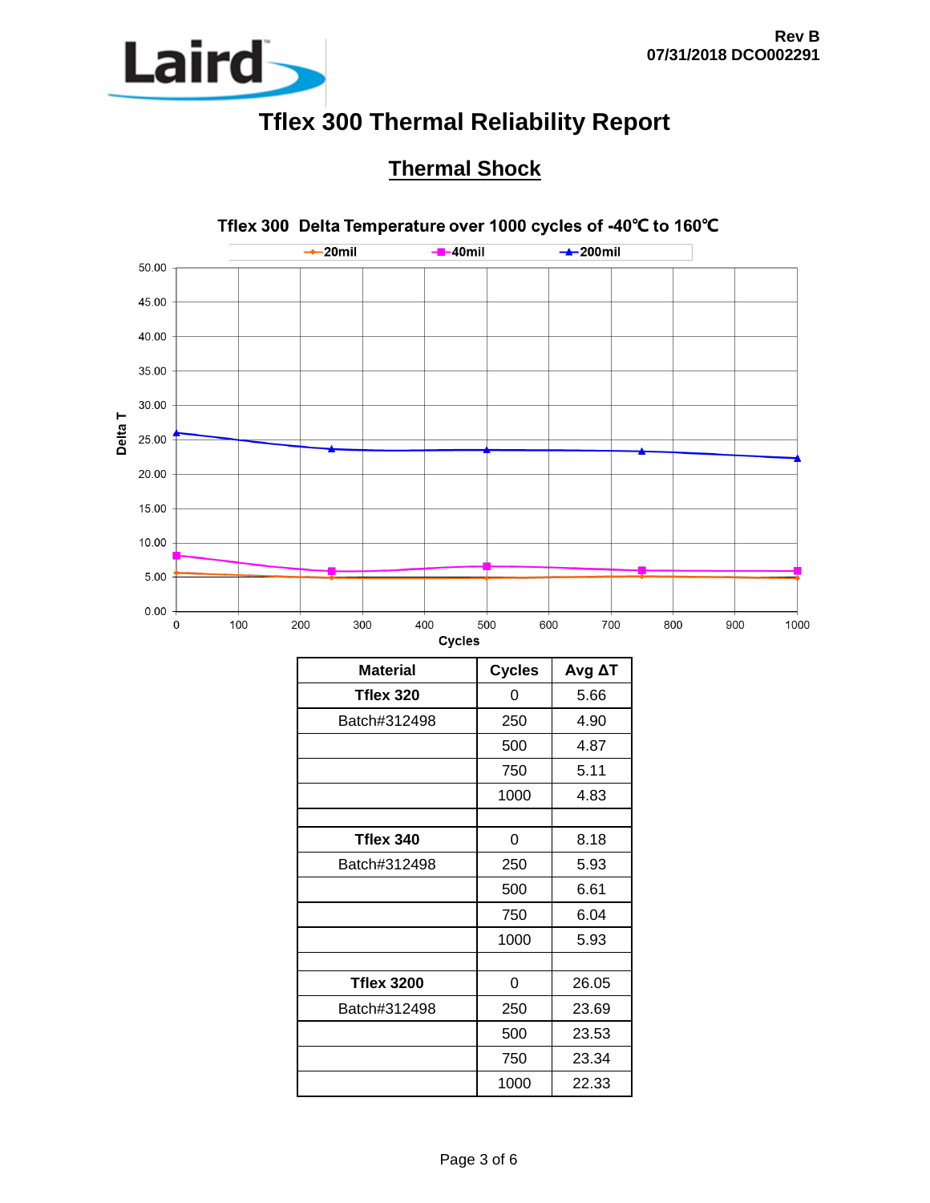# Tflex 300 Thermal Reliability Report

## Thermal Shock

Tflex 300 Delta Temperature over 1000 cycles of -40℃ to 160℃

| Material | Cycles | Avg ΔT |
|---|---|---|
| **Tflex 320** | 0 | 5.66 |
| Batch#312498 | 250 | 4.90 |
| | 500 | 4.87 |
| | 750 | 5.11 |
| | 1000 | 4.83 |
| | | |
| **Tflex 340** | 0 | 8.18 |
| Batch#312498 | 250 | 5.93 |
| | 500 | 6.61 |
| | 750 | 6.04 |
| | 1000 | 5.93 |
| | | |
| **Tflex 3200** | 0 | 26.05 |
| Batch#312498 | 250 | 23.69 |
| | 500 | 23.53 |
| | 750 | 23.34 |
| | 1000 | 22.33 |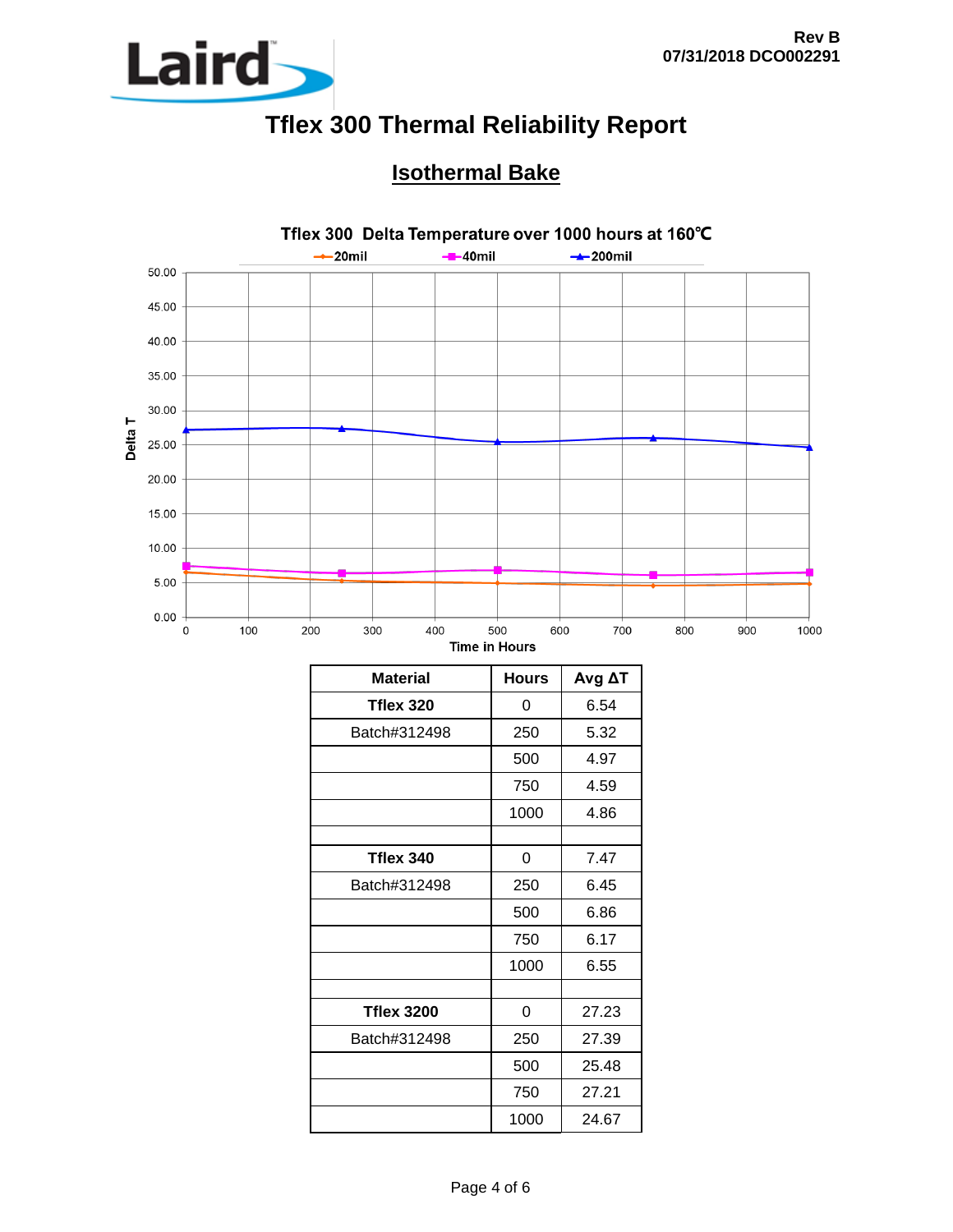# Tflex 300 Thermal Reliability Report

## Isothermal Bake

Tflex 300 Delta Temperature over 1000 hours at 160℃

| Material | Hours | Avg ΔT |
|---|---|---|
| **Tflex 320** | 0 | 6.54 |
| Batch#312498 | 250 | 5.32 |
| | 500 | 4.97 |
| | 750 | 4.59 |
| | 1000 | 4.86 |
| | | |
| **Tflex 340** | 0 | 7.47 |
| Batch#312498 | 250 | 6.45 |
| | 500 | 6.86 |
| | 750 | 6.17 |
| | 1000 | 6.55 |
| | | |
| **Tflex 3200** | 0 | 27.23 |
| Batch#312498 | 250 | 27.39 |
| | 500 | 25.48 |
| | 750 | 27.21 |
| | 1000 | 24.67 |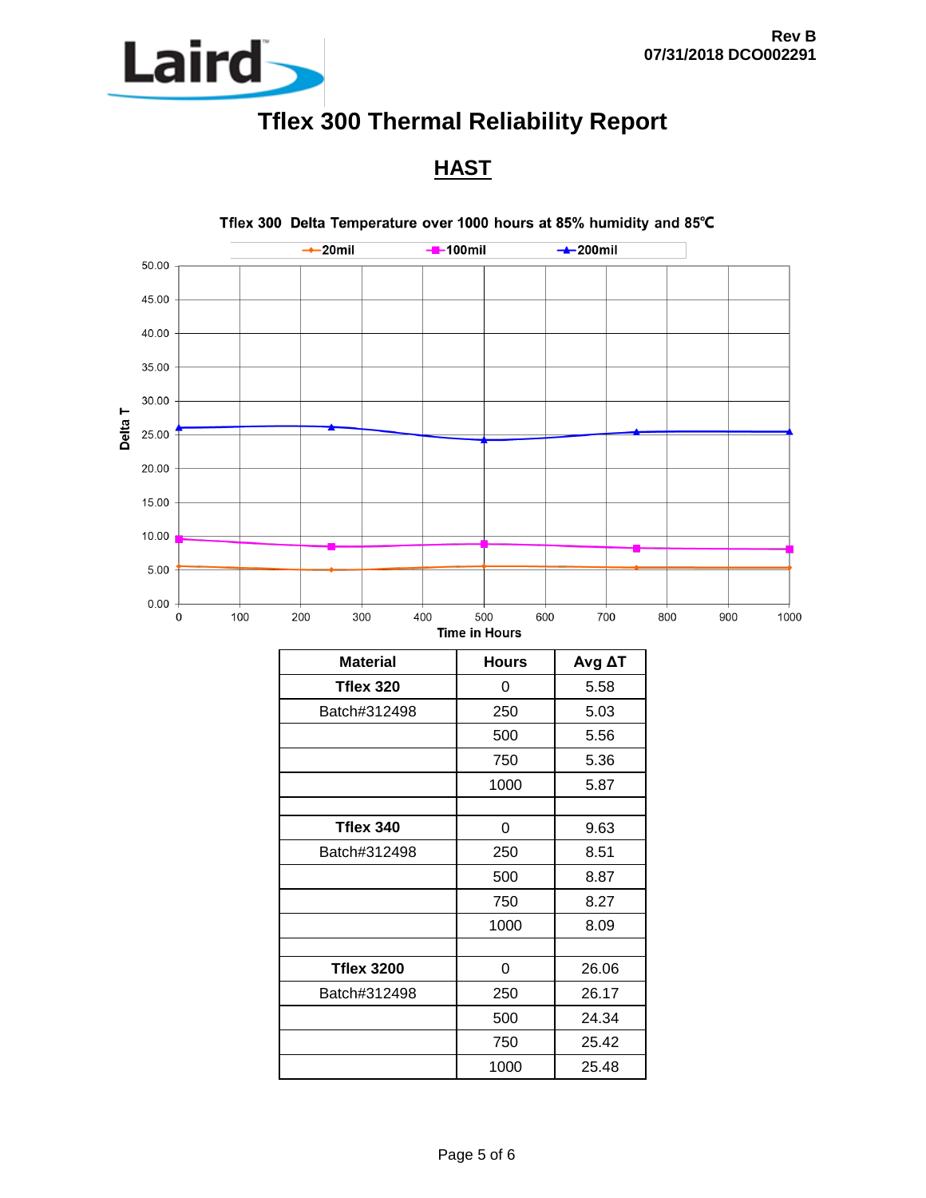# Tflex 300 Thermal Reliability Report

## HAST

Tflex 300 Delta Temperature over 1000 hours at 85% humidity and 85℃

| Material | Hours | Avg ΔT |
|---|---|---|
| **Tflex 320** | 0 | 5.58 |
| Batch#312498 | 250 | 5.03 |
| | 500 | 5.56 |
| | 750 | 5.36 |
| | 1000 | 5.87 |
| | | |
| **Tflex 340** | 0 | 9.63 |
| Batch#312498 | 250 | 8.51 |
| | 500 | 8.87 |
| | 750 | 8.27 |
| | 1000 | 8.09 |
| | | |
| **Tflex 3200** | 0 | 26.06 |
| Batch#312498 | 250 | 26.17 |
| | 500 | 24.34 |
| | 750 | 25.42 |
| | 1000 | 25.48 |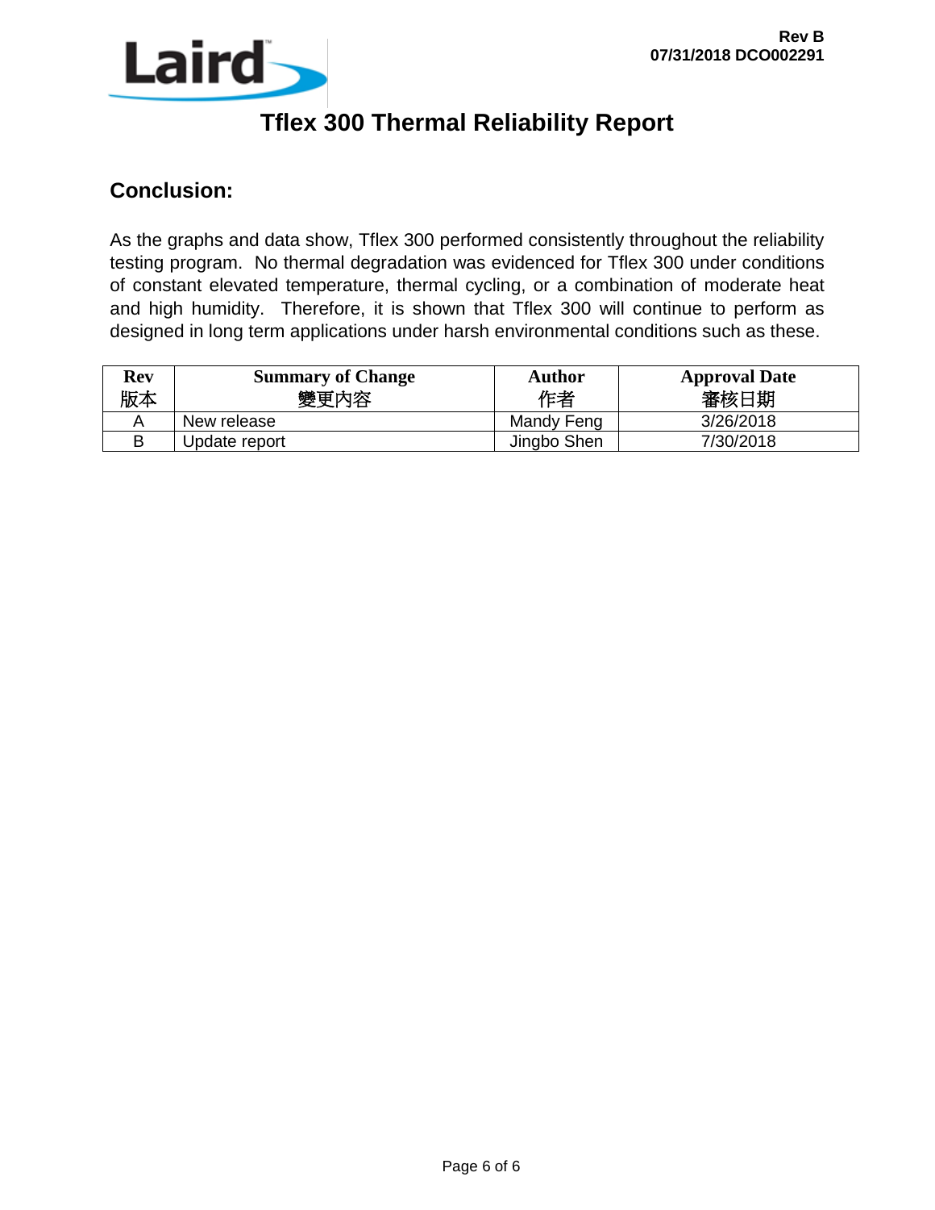## Conclusion:

As the graphs and data show, Tflex 300 performed consistently throughout the reliability testing program. No thermal degradation was evidenced for Tflex 300 under conditions of constant elevated temperature, thermal cycling, or a combination of moderate heat and high humidity. Therefore, it is shown that Tflex 300 will continue to perform as designed in long term applications under harsh environmental conditions such as these.

| Rev 版本 | Summary of Change 變更內容 | Author 作者 | Approval Date 審核日期 |
|---|---|---|---|
| A | New release | Mandy Feng | 3/26/2018 |
| B | Update report | Jingbo Shen | 7/30/2018 |